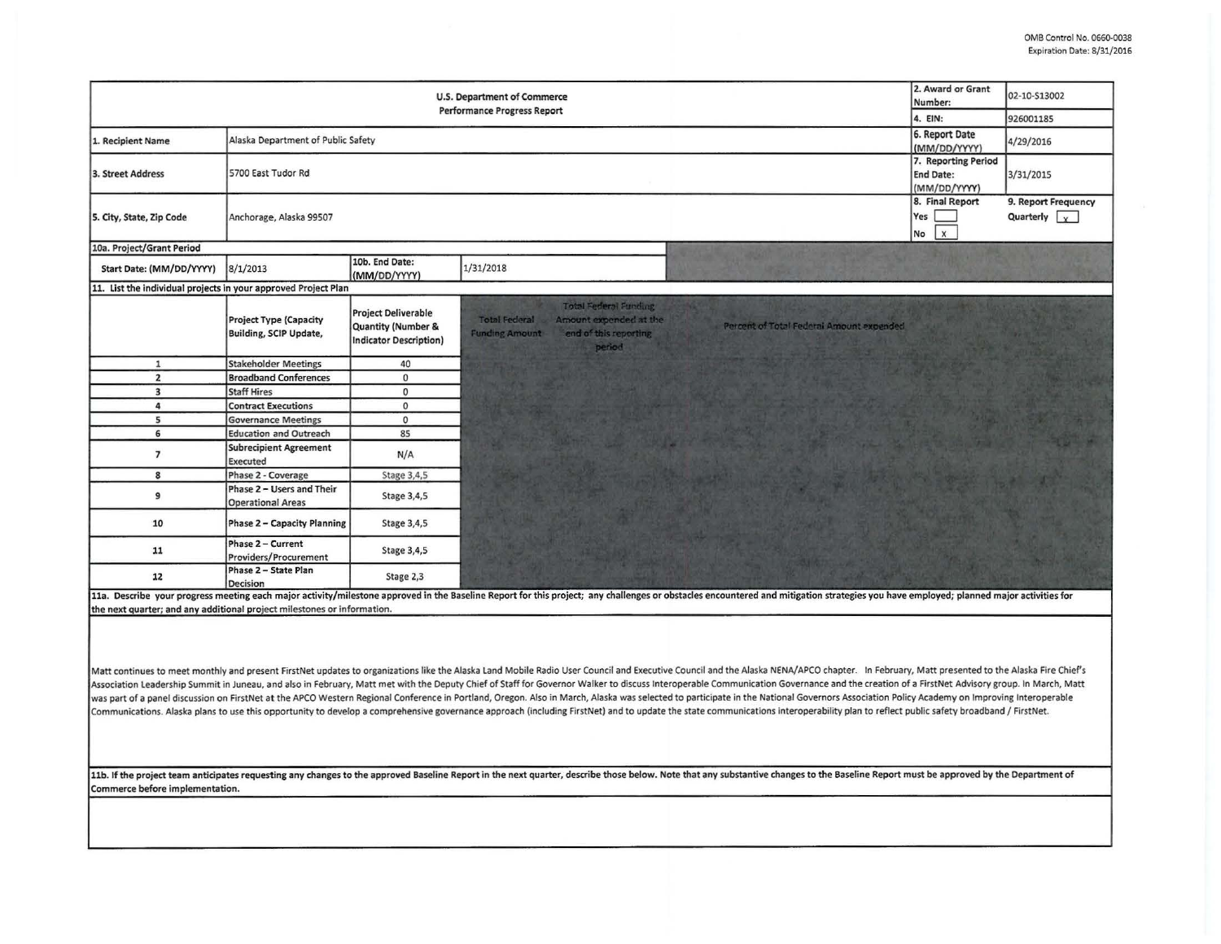OMB Control No. 0660-0038
Expiration Date: 8/31/2016

| U.S. Department of Commerce<br>Performance Progress Report | | 2. Award or Grant Number: | 02-10-S13002 |
|---|---|---|---|
| | | 4. EIN: | 926001185 |
| 1. Recipient Name | Alaska Department of Public Safety | 6. Report Date (MM/DD/YYYY) | 4/29/2016 |
| 3. Street Address | 5700 East Tudor Rd | 7. Reporting Period End Date: (MM/DD/YYYY) | 3/31/2015 |
| 5. City, State, Zip Code | Anchorage, Alaska 99507 | 8. Final Report<br>Yes [ ]<br>No [x] | 9. Report Frequency<br>Quarterly [x] |

**10a. Project/Grant Period**

| Start Date: (MM/DD/YYYY) | 8/1/2013 | 10b. End Date: (MM/DD/YYYY) | 1/31/2018 |
|---|---|---|---|

**11. List the individual projects in your approved Project Plan**

| | Project Type (Capacity Building, SCIP Update, | Project Deliverable Quantity (Number & Indicator Description) | Total Federal Funding Amount | Total Federal Funding Amount expended at the end of this reporting period | Percent of Total Federal Amount expended |
|---|---|---|---|---|---|
| 1 | Stakeholder Meetings | 40 | | | |
| 2 | Broadband Conferences | 0 | | | |
| 3 | Staff Hires | 0 | | | |
| 4 | Contract Executions | 0 | | | |
| 5 | Governance Meetings | 0 | | | |
| 6 | Education and Outreach | 85 | | | |
| 7 | Subrecipient Agreement Executed | N/A | | | |
| 8 | Phase 2 - Coverage | Stage 3,4,5 | | | |
| 9 | Phase 2 – Users and Their Operational Areas | Stage 3,4,5 | | | |
| 10 | Phase 2 – Capacity Planning | Stage 3,4,5 | | | |
| 11 | Phase 2 – Current Providers/Procurement | Stage 3,4,5 | | | |
| 12 | Phase 2 – State Plan Decision | Stage 2,3 | | | |

**11a. Describe your progress meeting each major activity/milestone approved in the Baseline Report for this project; any challenges or obstacles encountered and mitigation strategies you have employed; planned major activities for the next quarter; and any additional project milestones or information.**

Matt continues to meet monthly and present FirstNet updates to organizations like the Alaska Land Mobile Radio User Council and Executive Council and the Alaska NENA/APCO chapter. In February, Matt presented to the Alaska Fire Chief's Association Leadership Summit in Juneau, and also in February, Matt met with the Deputy Chief of Staff for Governor Walker to discuss Interoperable Communication Governance and the creation of a FirstNet Advisory group. In March, Matt was part of a panel discussion on FirstNet at the APCO Western Regional Conference in Portland, Oregon. Also in March, Alaska was selected to participate in the National Governors Association Policy Academy on Improving Interoperable Communications. Alaska plans to use this opportunity to develop a comprehensive governance approach (including FirstNet) and to update the state communications interoperability plan to reflect public safety broadband / FirstNet.

**11b. If the project team anticipates requesting any changes to the approved Baseline Report in the next quarter, describe those below. Note that any substantive changes to the Baseline Report must be approved by the Department of Commerce before implementation.**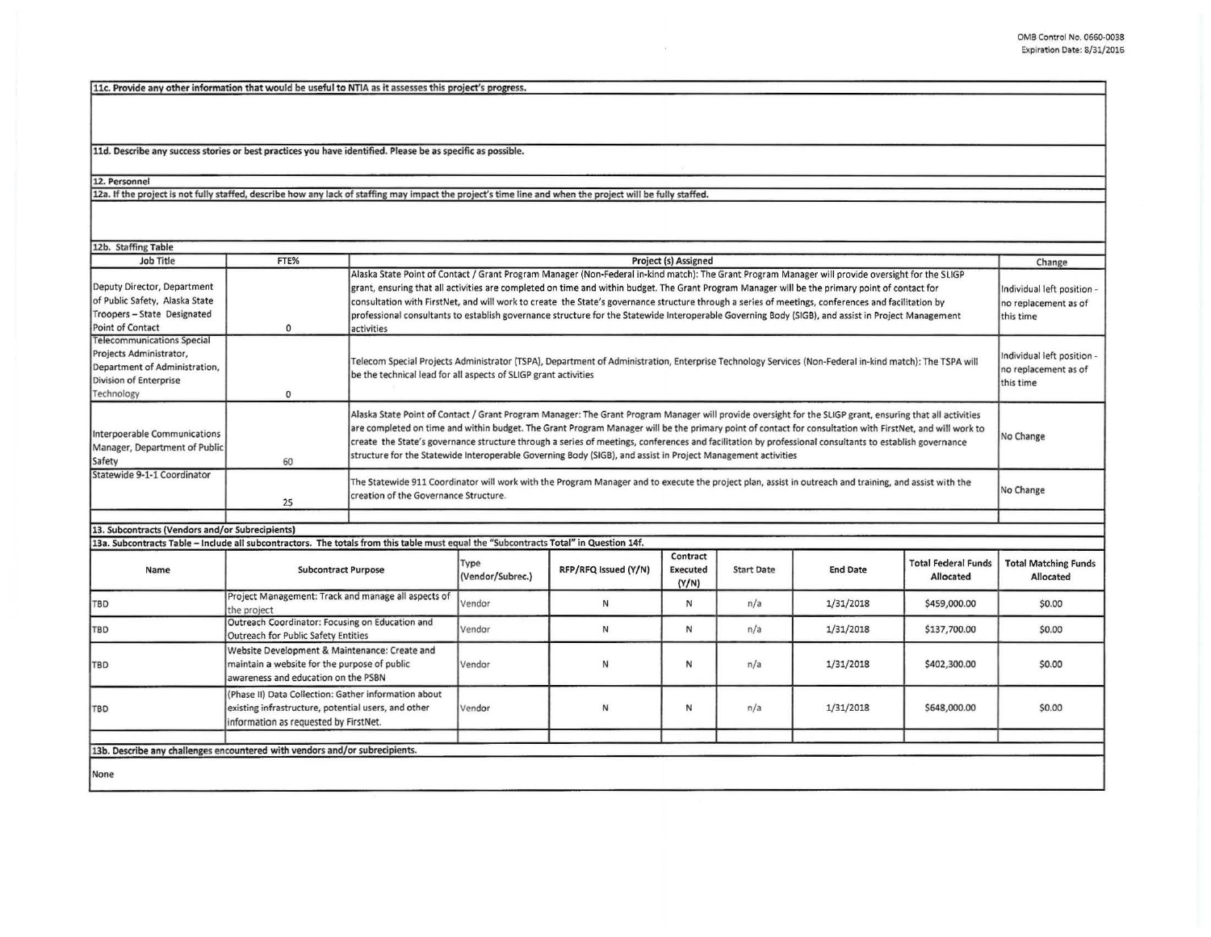**11c. Provide any other information that would be useful to NTIA as it assesses this project's progress.**

**11d. Describe any success stories or best practices you have identified. Please be as specific as possible.**

**12. Personnel**

**12a. If the project is not fully staffed, describe how any lack of staffing may impact the project's time line and when the project will be fully staffed.**

**12b. Staffing Table**

| Job Title | FTE% | Project (s) Assigned | Change |
|---|---|---|---|
| Deputy Director, Department of Public Safety, Alaska State Troopers – State Designated Point of Contact | 0 | Alaska State Point of Contact / Grant Program Manager (Non-Federal in-kind match): The Grant Program Manager will provide oversight for the SLIGP grant, ensuring that all activities are completed on time and within budget. The Grant Program Manager will be the primary point of contact for consultation with FirstNet, and will work to create the State's governance structure through a series of meetings, conferences and facilitation by professional consultants to establish governance structure for the Statewide Interoperable Governing Body (SIGB), and assist in Project Management activities | Individual left position - no replacement as of this time |
| Telecommunications Special Projects Administrator, Department of Administration, Division of Enterprise Technology | 0 | Telecom Special Projects Administrator (TSPA), Department of Administration, Enterprise Technology Services (Non-Federal in-kind match): The TSPA will be the technical lead for all aspects of SLIGP grant activities | Individual left position - no replacement as of this time |
| Interpoerable Communications Manager, Department of Public Safety | 60 | Alaska State Point of Contact / Grant Program Manager: The Grant Program Manager will provide oversight for the SLIGP grant, ensuring that all activities are completed on time and within budget. The Grant Program Manager will be the primary point of contact for consultation with FirstNet, and will work to create the State's governance structure through a series of meetings, conferences and facilitation by professional consultants to establish governance structure for the Statewide Interoperable Governing Body (SIGB), and assist in Project Management activities | No Change |
| Statewide 9-1-1 Coordinator | 25 | The Statewide 911 Coordinator will work with the Program Manager and to execute the project plan, assist in outreach and training, and assist with the creation of the Governance Structure. | No Change |
| | | | |

**13. Subcontracts (Vendors and/or Subrecipients)**

**13a. Subcontracts Table – Include all subcontractors. The totals from this table must equal the "Subcontracts Total" in Question 14f.**

| Name | Subcontract Purpose | Type (Vendor/Subrec.) | RFP/RFQ Issued (Y/N) | Contract Executed (Y/N) | Start Date | End Date | Total Federal Funds Allocated | Total Matching Funds Allocated |
|---|---|---|---|---|---|---|---|---|
| TBD | Project Management: Track and manage all aspects of the project | Vendor | N | N | n/a | 1/31/2018 | $459,000.00 | $0.00 |
| TBD | Outreach Coordinator: Focusing on Education and Outreach for Public Safety Entities | Vendor | N | N | n/a | 1/31/2018 | $137,700.00 | $0.00 |
| TBD | Website Development & Maintenance: Create and maintain a website for the purpose of public awareness and education on the PSBN | Vendor | N | N | n/a | 1/31/2018 | $402,300.00 | $0.00 |
| TBD | (Phase II) Data Collection: Gather information about existing infrastructure, potential users, and other information as requested by FirstNet. | Vendor | N | N | n/a | 1/31/2018 | $648,000.00 | $0.00 |
| | | | | | | | | |

**13b. Describe any challenges encountered with vendors and/or subrecipients.**

None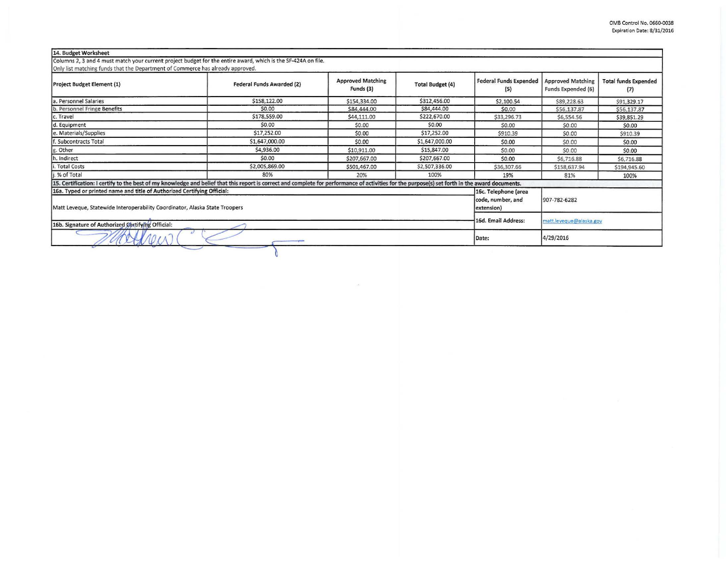OMB Control No. 0660-0038
Expiration Date: 8/31/2016

**14. Budget Worksheet**

Columns 2, 3 and 4 must match your current project budget for the entire award, which is the SF-424A on file.
Only list matching funds that the Department of Commerce has already approved.

| Project Budget Element (1) | Federal Funds Awarded (2) | Approved Matching Funds (3) | Total Budget (4) | Federal Funds Expended (5) | Approved Matching Funds Expended (6) | Total funds Expended (7) |
|---|---|---|---|---|---|---|
| a. Personnel Salaries | $158,122.00 | $154,334.00 | $312,456.00 | $2,100.54 | $89,228.63 | $91,329.17 |
| b. Personnel Fringe Benefits | $0.00 | $84,444.00 | $84,444.00 | $0.00 | $56,137.87 | $56,137.87 |
| c. Travel | $178,559.00 | $44,111.00 | $222,670.00 | $33,296.73 | $6,554.56 | $39,851.29 |
| d. Equipment | $0.00 | $0.00 | $0.00 | $0.00 | $0.00 | $0.00 |
| e. Materials/Supplies | $17,252.00 | $0.00 | $17,252.00 | $910.39 | $0.00 | $910.39 |
| f. Subcontracts Total | $1,647,000.00 | $0.00 | $1,647,000.00 | $0.00 | $0.00 | $0.00 |
| g. Other | $4,936.00 | $10,911.00 | $15,847.00 | $0.00 | $0.00 | $0.00 |
| h. Indirect | $0.00 | $207,667.00 | $207,667.00 | $0.00 | $6,716.88 | $6,716.88 |
| i. Total Costs | $2,005,869.00 | $501,467.00 | $2,507,336.00 | $36,307.66 | $158,637.94 | $194,945.60 |
| j. % of Total | 80% | 20% | 100% | 19% | 81% | 100% |

**15. Certification: I certify to the best of my knowledge and belief that this report is correct and complete for performance of activities for the purpose(s) set forth in the award documents.**

| | | | |
|---|---|---|---|
| **16a. Typed or printed name and title of Authorized Certifying Official:** Matt Leveque, Statewide Interoperability Coordinator, Alaska State Troopers | | 16c. Telephone (area code, number, and extension) | 907-782-6282 |
| **16b. Signature of Authorized Certifying Official:** | | 16d. Email Address: | matt.leveque@alaska.gov |
| [Signature] | | Date: | 4/29/2016 |